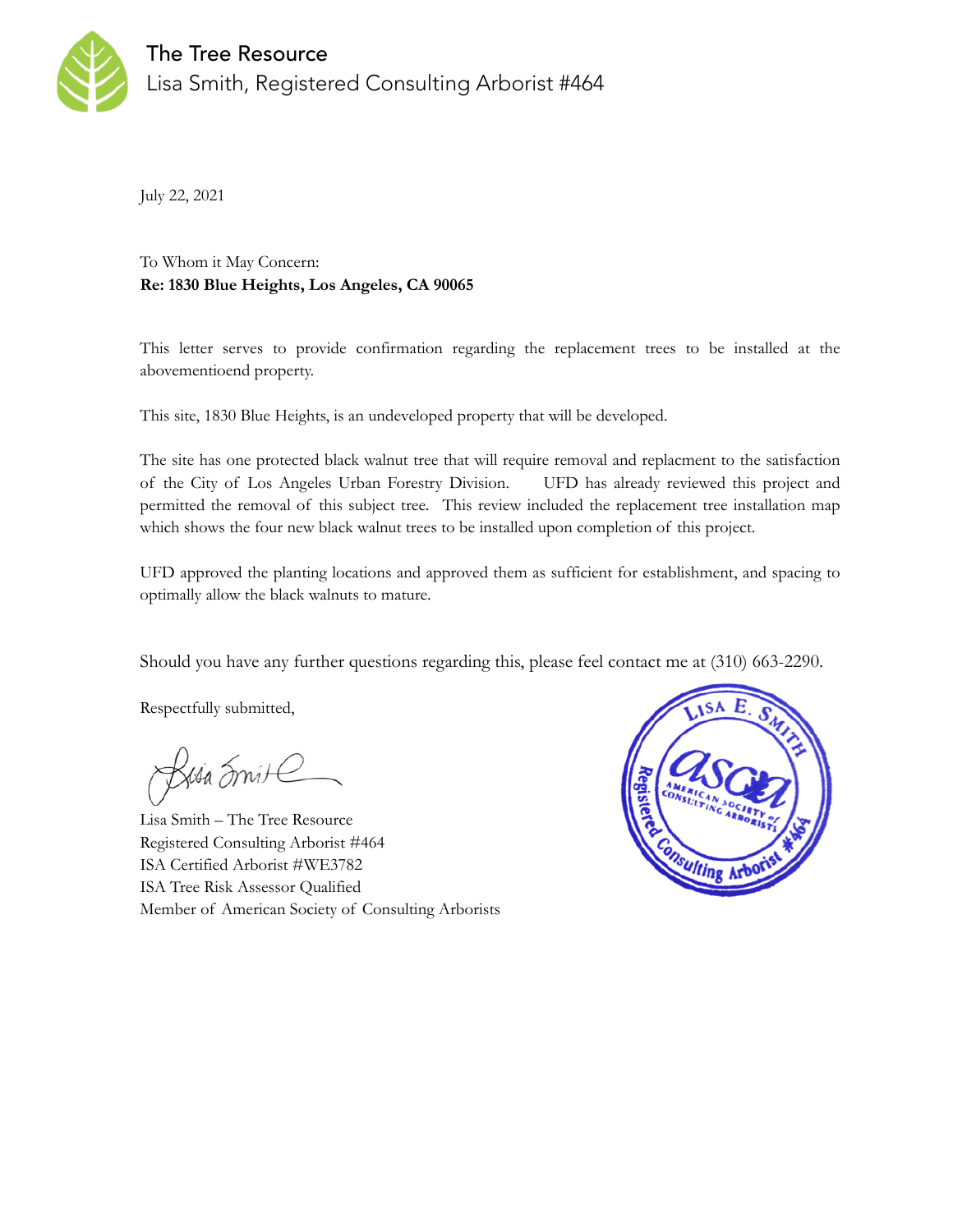# The Tree Resource
Lisa Smith, Registered Consulting Arborist #464

July 22, 2021

To Whom it May Concern:
**Re: 1830 Blue Heights, Los Angeles, CA 90065**

This letter serves to provide confirmation regarding the replacement trees to be installed at the abovementioend property.

This site, 1830 Blue Heights, is an undeveloped property that will be developed.

The site has one protected black walnut tree that will require removal and replacment to the satisfaction of the City of Los Angeles Urban Forestry Division. UFD has already reviewed this project and permitted the removal of this subject tree. This review included the replacement tree installation map which shows the four new black walnut trees to be installed upon completion of this project.

UFD approved the planting locations and approved them as sufficient for establishment, and spacing to optimally allow the black walnuts to mature.

Should you have any further questions regarding this, please feel contact me at (310) 663-2290.

Respectfully submitted,

Lisa Smith – The Tree Resource
Registered Consulting Arborist #464
ISA Certified Arborist #WE3782
ISA Tree Risk Assessor Qualified
Member of American Society of Consulting Arborists

LISA E. SMITH
ASCA
AMERICAN SOCIETY of CONSULTING ARBORISTS
Registered Consulting Arborist #464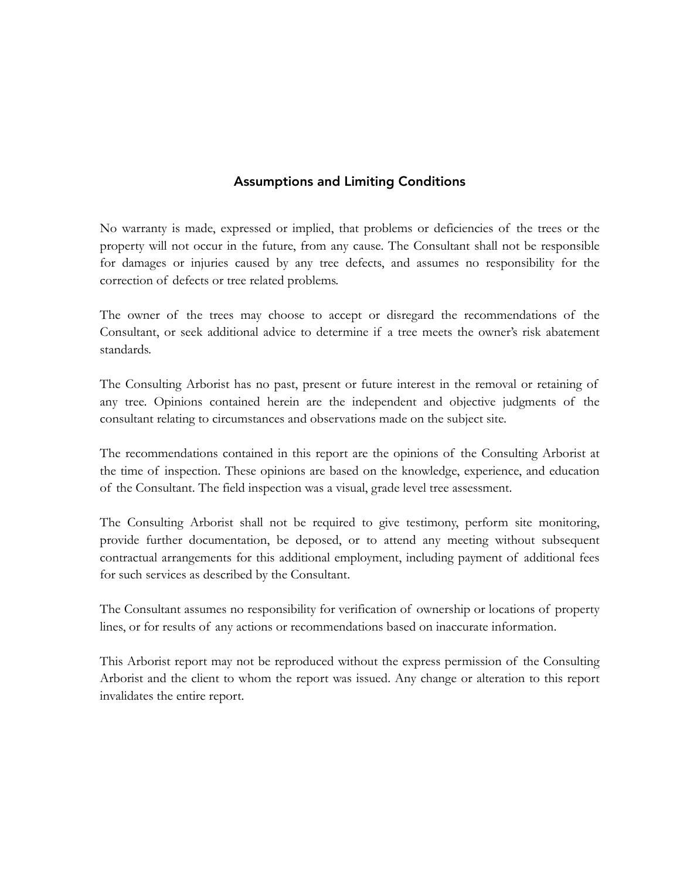## Assumptions and Limiting Conditions

No warranty is made, expressed or implied, that problems or deficiencies of the trees or the property will not occur in the future, from any cause. The Consultant shall not be responsible for damages or injuries caused by any tree defects, and assumes no responsibility for the correction of defects or tree related problems.

The owner of the trees may choose to accept or disregard the recommendations of the Consultant, or seek additional advice to determine if a tree meets the owner's risk abatement standards.

The Consulting Arborist has no past, present or future interest in the removal or retaining of any tree. Opinions contained herein are the independent and objective judgments of the consultant relating to circumstances and observations made on the subject site.

The recommendations contained in this report are the opinions of the Consulting Arborist at the time of inspection. These opinions are based on the knowledge, experience, and education of the Consultant. The field inspection was a visual, grade level tree assessment.

The Consulting Arborist shall not be required to give testimony, perform site monitoring, provide further documentation, be deposed, or to attend any meeting without subsequent contractual arrangements for this additional employment, including payment of additional fees for such services as described by the Consultant.

The Consultant assumes no responsibility for verification of ownership or locations of property lines, or for results of any actions or recommendations based on inaccurate information.

This Arborist report may not be reproduced without the express permission of the Consulting Arborist and the client to whom the report was issued. Any change or alteration to this report invalidates the entire report.